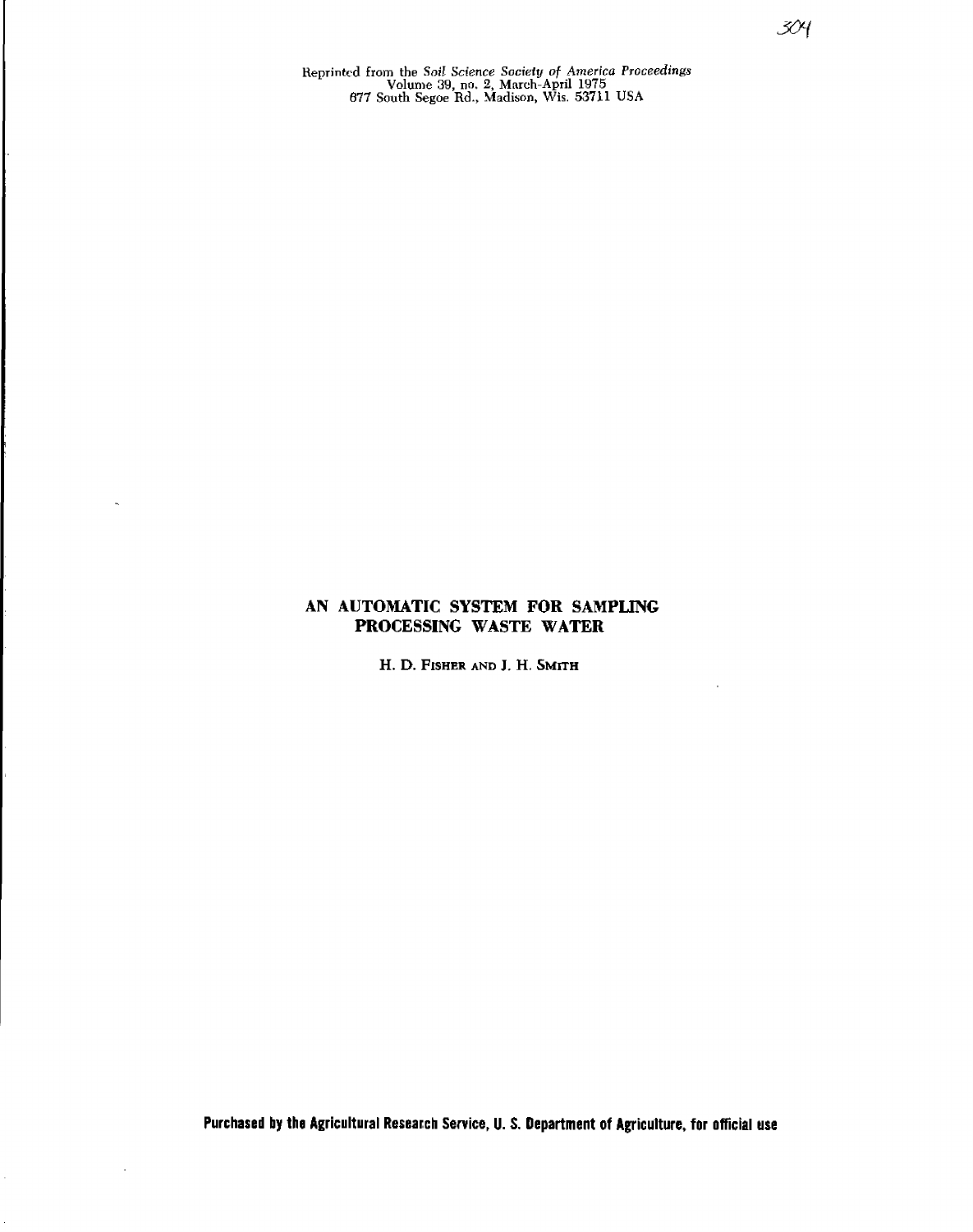Reprinted from the *Soil Science Society of America Proceedings*
Volume 39, no. 2, March-April 1975
677 South Segoe Rd., Madison, Wis. 53711 USA

# AN AUTOMATIC SYSTEM FOR SAMPLING PROCESSING WASTE WATER

H. D. FISHER AND J. H. SMITH

**Purchased by the Agricultural Research Service, U. S. Department of Agriculture, for official use**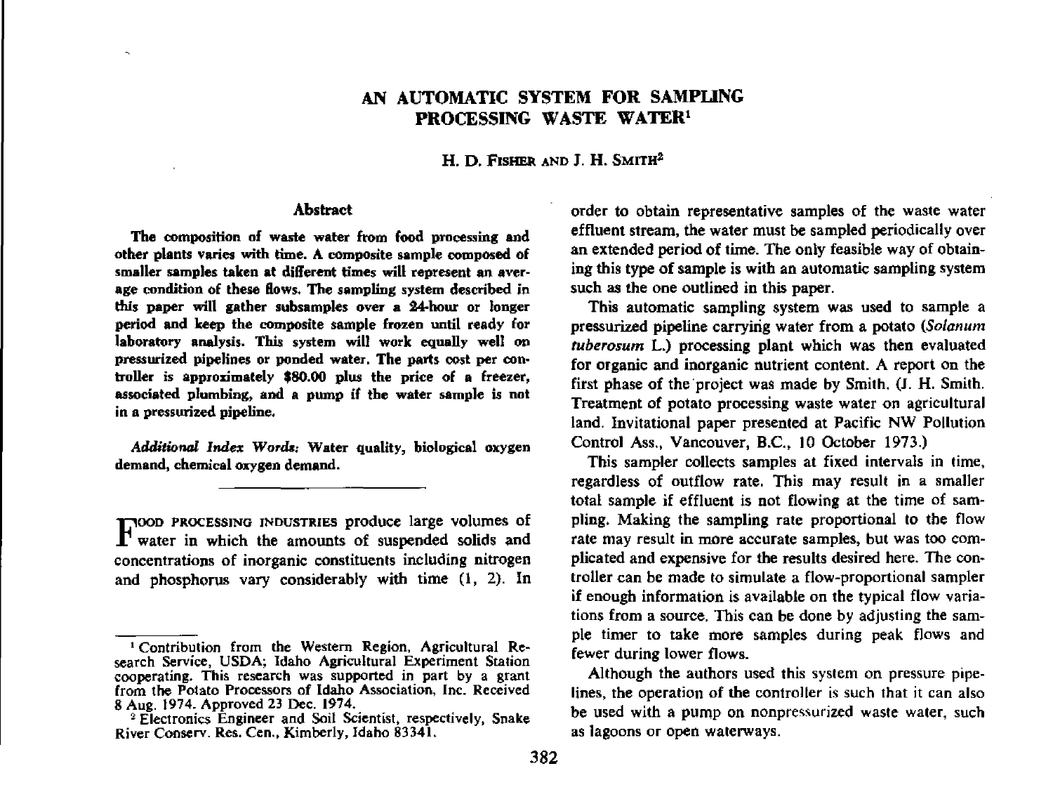# AN AUTOMATIC SYSTEM FOR SAMPLING PROCESSING WASTE WATER[1]

H. D. FISHER AND J. H. SMITH[2]

### Abstract

**The composition of waste water from food processing and other plants varies with time. A composite sample composed of smaller samples taken at different times will represent an average condition of these flows. The sampling system described in this paper will gather subsamples over a 24-hour or longer period and keep the composite sample frozen until ready for laboratory analysis. This system will work equally well on pressurized pipelines or ponded water. The parts cost per controller is approximately $80.00 plus the price of a freezer, associated plumbing, and a pump if the water sample is not in a pressurized pipeline.**

***Additional Index Words:*** **Water quality, biological oxygen demand, chemical oxygen demand.**

---

FOOD PROCESSING INDUSTRIES produce large volumes of water in which the amounts of suspended solids and concentrations of inorganic constituents including nitrogen and phosphorus vary considerably with time (1, 2). In order to obtain representative samples of the waste water effluent stream, the water must be sampled periodically over an extended period of time. The only feasible way of obtaining this type of sample is with an automatic sampling system such as the one outlined in this paper.

This automatic sampling system was used to sample a pressurized pipeline carrying water from a potato (*Solanum tuberosum* L.) processing plant which was then evaluated for organic and inorganic nutrient content. A report on the first phase of the project was made by Smith. (J. H. Smith. Treatment of potato processing waste water on agricultural land. Invitational paper presented at Pacific NW Pollution Control Ass., Vancouver, B.C., 10 October 1973.)

This sampler collects samples at fixed intervals in time, regardless of outflow rate. This may result in a smaller total sample if effluent is not flowing at the time of sampling. Making the sampling rate proportional to the flow rate may result in more accurate samples, but was too complicated and expensive for the results desired here. The controller can be made to simulate a flow-proportional sampler if enough information is available on the typical flow variations from a source. This can be done by adjusting the sample timer to take more samples during peak flows and fewer during lower flows.

Although the authors used this system on pressure pipelines, the operation of the controller is such that it can also be used with a pump on nonpressurized waste water, such as lagoons or open waterways.

---

[1] Contribution from the Western Region, Agricultural Research Service, USDA; Idaho Agricultural Experiment Station cooperating. This research was supported in part by a grant from the Potato Processors of Idaho Association, Inc. Received 8 Aug. 1974. Approved 23 Dec. 1974.

[2] Electronics Engineer and Soil Scientist, respectively, Snake River Conserv. Res. Cen., Kimberly, Idaho 83341.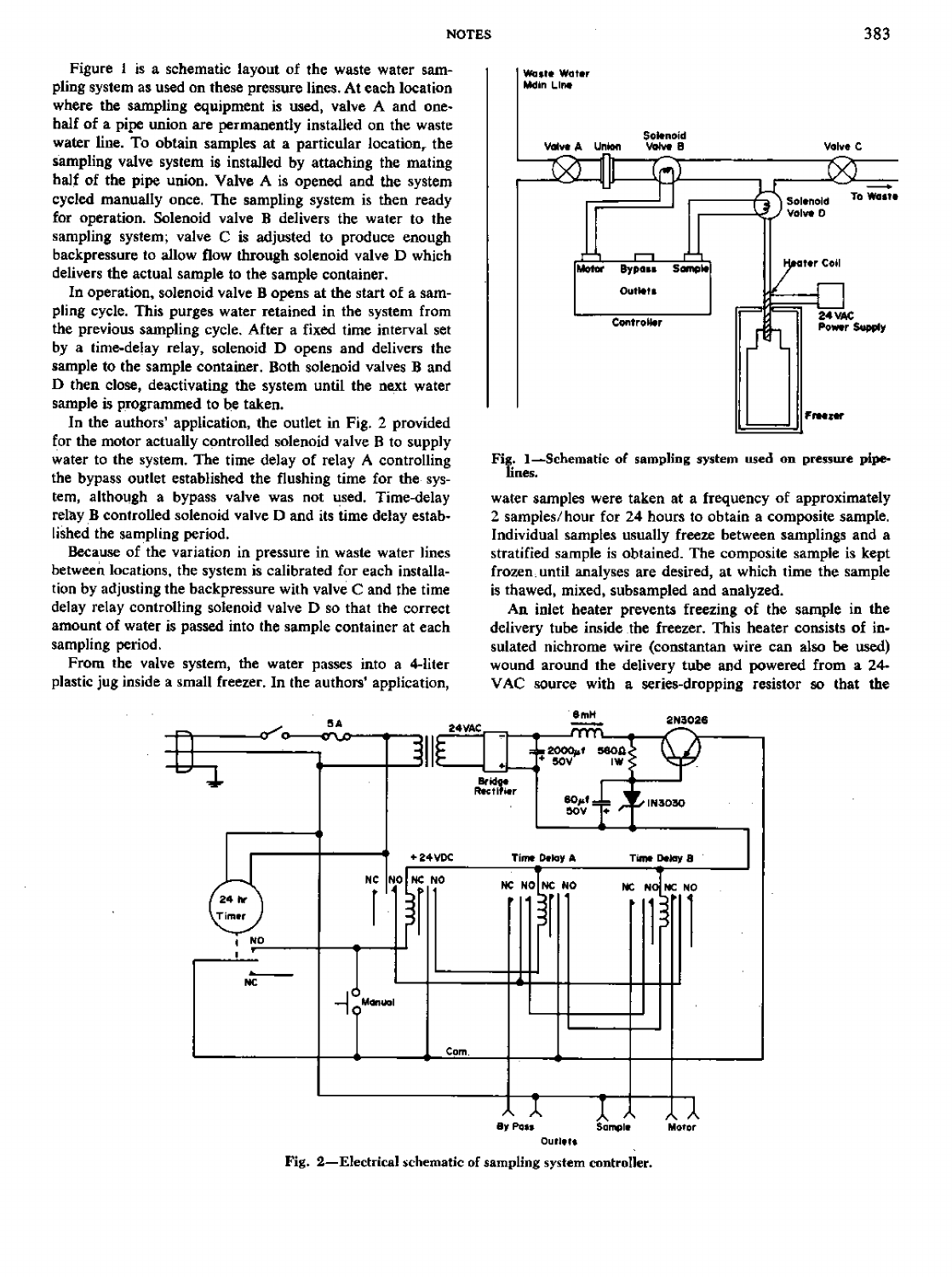Figure 1 is a schematic layout of the waste water sampling system as used on these pressure lines. At each location where the sampling equipment is used, valve A and one-half of a pipe union are permanently installed on the waste water line. To obtain samples at a particular location, the sampling valve system is installed by attaching the mating half of the pipe union. Valve A is opened and the system cycled manually once. The sampling system is then ready for operation. Solenoid valve B delivers the water to the sampling system; valve C is adjusted to produce enough backpressure to allow flow through solenoid valve D which delivers the actual sample to the sample container.

In operation, solenoid valve B opens at the start of a sampling cycle. This purges water retained in the system from the previous sampling cycle. After a fixed time interval set by a time-delay relay, solenoid D opens and delivers the sample to the sample container. Both solenoid valves B and D then close, deactivating the system until the next water sample is programmed to be taken.

In the authors' application, the outlet in Fig. 2 provided for the motor actually controlled solenoid valve B to supply water to the system. The time delay of relay A controlling the bypass outlet established the flushing time for the system, although a bypass valve was not used. Time-delay relay B controlled solenoid valve D and its time delay established the sampling period.

Because of the variation in pressure in waste water lines between locations, the system is calibrated for each installation by adjusting the backpressure with valve C and the time delay relay controlling solenoid valve D so that the correct amount of water is passed into the sample container at each sampling period.

From the valve system, the water passes into a 4-liter plastic jug inside a small freezer. In the authors' application, water samples were taken at a frequency of approximately 2 samples/hour for 24 hours to obtain a composite sample. Individual samples usually freeze between samplings and a stratified sample is obtained. The composite sample is kept frozen until analyses are desired, at which time the sample is thawed, mixed, subsampled and analyzed.

An inlet heater prevents freezing of the sample in the delivery tube inside the freezer. This heater consists of insulated nichrome wire (constantan wire can also be used) wound around the delivery tube and powered from a 24-VAC source with a series-dropping resistor so that the

Fig. 1—Schematic of sampling system used on pressure pipelines.

Fig. 2—Electrical schematic of sampling system controller.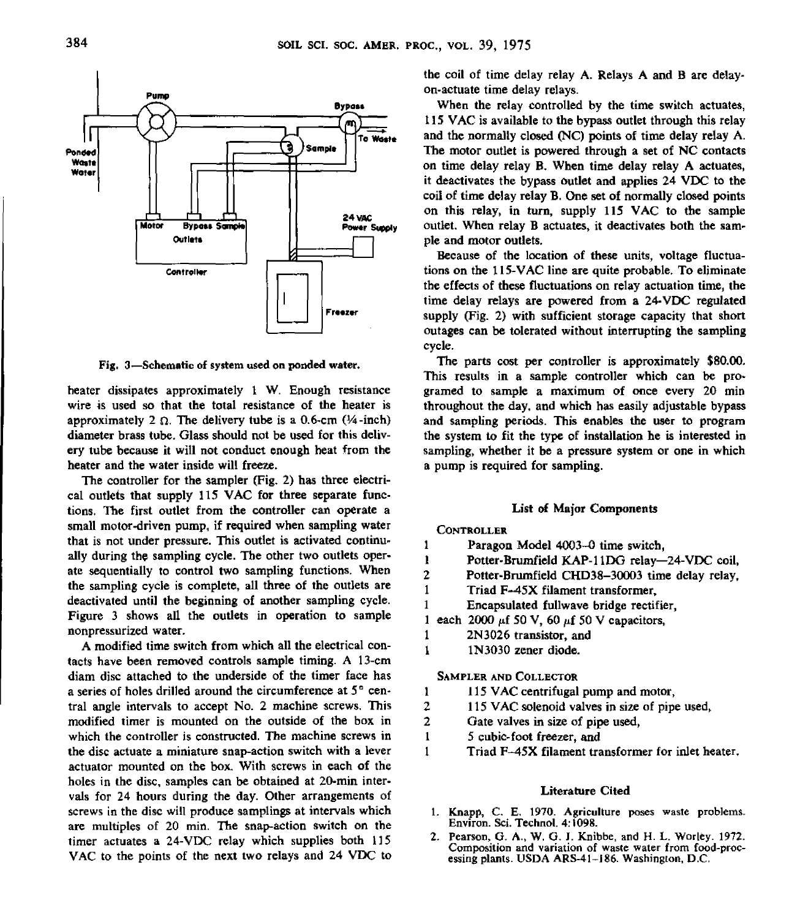Pump

Bypass

To Waste

Sample

Ponded Waste Water

Motor Bypass Sample

Outlets

Controller

24 VAC Power Supply

Freezer

Fig. 3—Schematic of system used on ponded water.

heater dissipates approximately 1 W. Enough resistance wire is used so that the total resistance of the heater is approximately 2 Ω. The delivery tube is a 0.6-cm (¼-inch) diameter brass tube. Glass should not be used for this delivery tube because it will not conduct enough heat from the heater and the water inside will freeze.

The controller for the sampler (Fig. 2) has three electrical outlets that supply 115 VAC for three separate functions. The first outlet from the controller can operate a small motor-driven pump, if required when sampling water that is not under pressure. This outlet is activated continually during the sampling cycle. The other two outlets operate sequentially to control two sampling functions. When the sampling cycle is complete, all three of the outlets are deactivated until the beginning of another sampling cycle. Figure 3 shows all the outlets in operation to sample nonpressurized water.

A modified time switch from which all the electrical contacts have been removed controls sample timing. A 13-cm diam disc attached to the underside of the timer face has a series of holes drilled around the circumference at 5° central angle intervals to accept No. 2 machine screws. This modified timer is mounted on the outside of the box in which the controller is constructed. The machine screws in the disc actuate a miniature snap-action switch with a lever actuator mounted on the box. With screws in each of the holes in the disc, samples can be obtained at 20-min intervals for 24 hours during the day. Other arrangements of screws in the disc will produce samplings at intervals which are multiples of 20 min. The snap-action switch on the timer actuates a 24-VDC relay which supplies both 115 VAC to the points of the next two relays and 24 VDC to the coil of time delay relay A. Relays A and B are delay-on-actuate time delay relays.

When the relay controlled by the time switch actuates, 115 VAC is available to the bypass outlet through this relay and the normally closed (NC) points of time delay relay A. The motor outlet is powered through a set of NC contacts on time delay relay B. When time delay relay A actuates, it deactivates the bypass outlet and applies 24 VDC to the coil of time delay relay B. One set of normally closed points on this relay, in turn, supply 115 VAC to the sample outlet. When relay B actuates, it deactivates both the sample and motor outlets.

Because of the location of these units, voltage fluctuations on the 115-VAC line are quite probable. To eliminate the effects of these fluctuations on relay actuation time, the time delay relays are powered from a 24-VDC regulated supply (Fig. 2) with sufficient storage capacity that short outages can be tolerated without interrupting the sampling cycle.

The parts cost per controller is approximately $80.00. This results in a sample controller which can be programed to sample a maximum of once every 20 min throughout the day, and which has easily adjustable bypass and sampling periods. This enables the user to program the system to fit the type of installation he is interested in sampling, whether it be a pressure system or one in which a pump is required for sampling.

## List of Major Components

CONTROLLER

| | |
|---|---|
| 1 | Paragon Model 4003–0 time switch, |
| 1 | Potter-Brumfield KAP-11DG relay—24-VDC coil, |
| 2 | Potter-Brumfield CHD38–30003 time delay relay, |
| 1 | Triad F–45X filament transformer, |
| 1 | Encapsulated fullwave bridge rectifier, |
| 1 each | 2000 μf 50 V, 60 μf 50 V capacitors, |
| 1 | 2N3026 transistor, and |
| 1 | 1N3030 zener diode. |

SAMPLER AND COLLECTOR

| | |
|---|---|
| 1 | 115 VAC centrifugal pump and motor, |
| 2 | 115 VAC solenoid valves in size of pipe used, |
| 2 | Gate valves in size of pipe used, |
| 1 | 5 cubic-foot freezer, and |
| 1 | Triad F–45X filament transformer for inlet heater. |

## Literature Cited

1. Knapp, C. E. 1970. Agriculture poses waste problems. Environ. Sci. Technol. 4:1098.
2. Pearson, G. A., W. G. J. Knibbe, and H. L. Worley. 1972. Composition and variation of waste water from food-processing plants. USDA ARS-41-186. Washington, D.C.